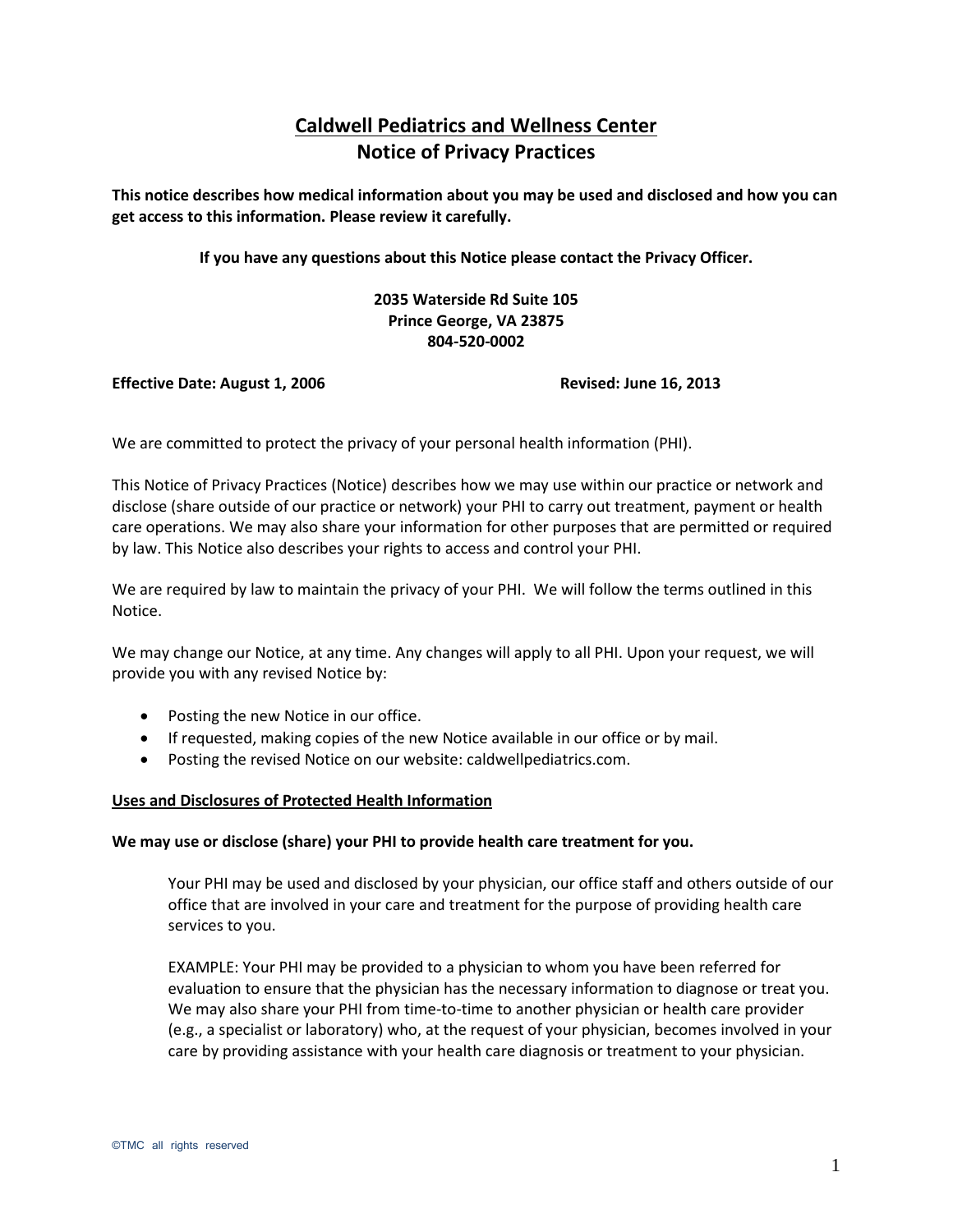# Caldwell Pediatrics and Wellness Center
## Notice of Privacy Practices

**This notice describes how medical information about you may be used and disclosed and how you can get access to this information. Please review it carefully.**

**If you have any questions about this Notice please contact the Privacy Officer.**

**2035 Waterside Rd Suite 105**
**Prince George, VA 23875**
**804-520-0002**

**Effective Date: August 1, 2006** **Revised: June 16, 2013**

We are committed to protect the privacy of your personal health information (PHI).

This Notice of Privacy Practices (Notice) describes how we may use within our practice or network and disclose (share outside of our practice or network) your PHI to carry out treatment, payment or health care operations. We may also share your information for other purposes that are permitted or required by law. This Notice also describes your rights to access and control your PHI.

We are required by law to maintain the privacy of your PHI. We will follow the terms outlined in this Notice.

We may change our Notice, at any time. Any changes will apply to all PHI. Upon your request, we will provide you with any revised Notice by:

- Posting the new Notice in our office.
- If requested, making copies of the new Notice available in our office or by mail.
- Posting the revised Notice on our website: caldwellpediatrics.com.

### Uses and Disclosures of Protected Health Information

**We may use or disclose (share) your PHI to provide health care treatment for you.**

Your PHI may be used and disclosed by your physician, our office staff and others outside of our office that are involved in your care and treatment for the purpose of providing health care services to you.

EXAMPLE: Your PHI may be provided to a physician to whom you have been referred for evaluation to ensure that the physician has the necessary information to diagnose or treat you. We may also share your PHI from time-to-time to another physician or health care provider (e.g., a specialist or laboratory) who, at the request of your physician, becomes involved in your care by providing assistance with your health care diagnosis or treatment to your physician.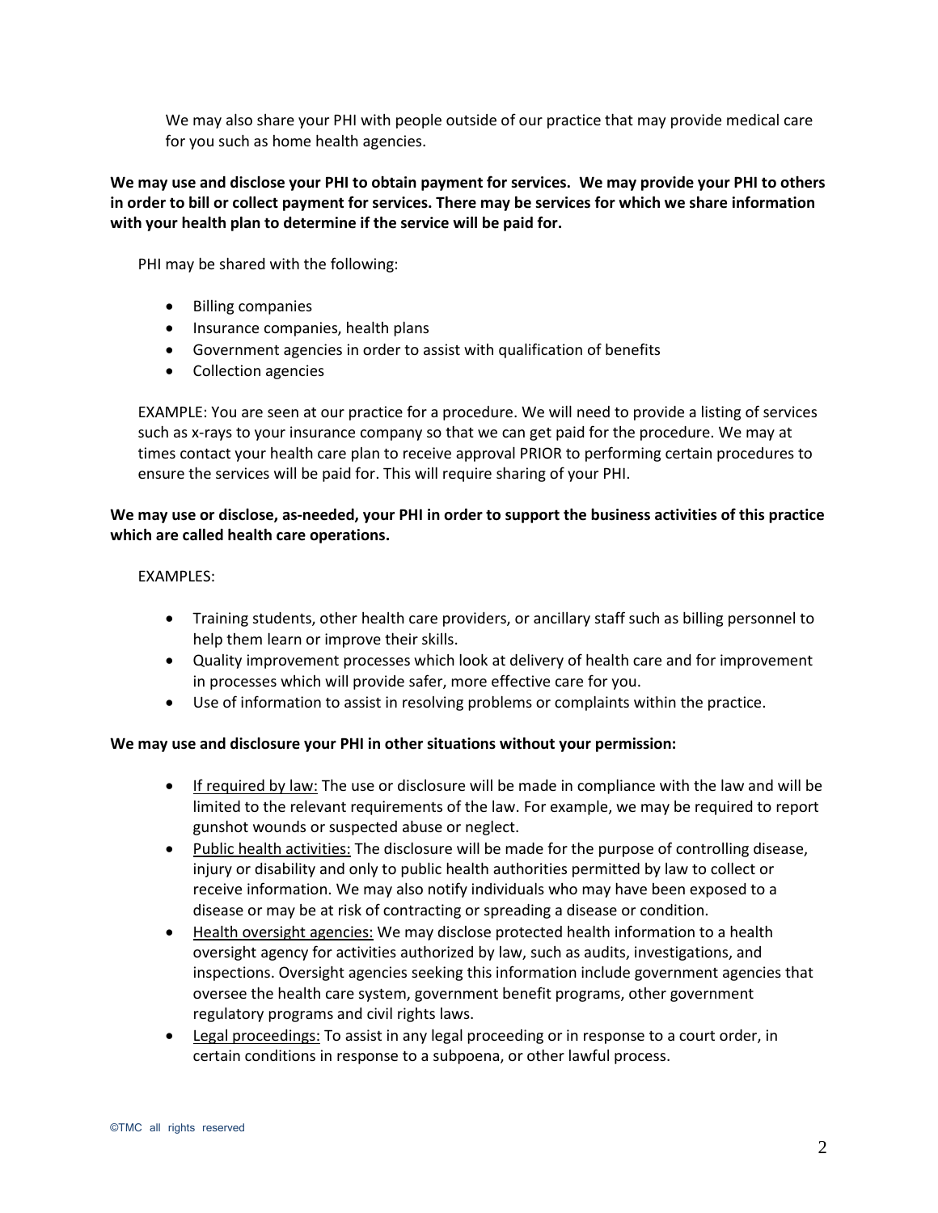We may also share your PHI with people outside of our practice that may provide medical care for you such as home health agencies.

**We may use and disclose your PHI to obtain payment for services. We may provide your PHI to others in order to bill or collect payment for services. There may be services for which we share information with your health plan to determine if the service will be paid for.**

PHI may be shared with the following:

- Billing companies
- Insurance companies, health plans
- Government agencies in order to assist with qualification of benefits
- Collection agencies

EXAMPLE: You are seen at our practice for a procedure. We will need to provide a listing of services such as x-rays to your insurance company so that we can get paid for the procedure. We may at times contact your health care plan to receive approval PRIOR to performing certain procedures to ensure the services will be paid for. This will require sharing of your PHI.

**We may use or disclose, as-needed, your PHI in order to support the business activities of this practice which are called health care operations.**

EXAMPLES:

- Training students, other health care providers, or ancillary staff such as billing personnel to help them learn or improve their skills.
- Quality improvement processes which look at delivery of health care and for improvement in processes which will provide safer, more effective care for you.
- Use of information to assist in resolving problems or complaints within the practice.

**We may use and disclosure your PHI in other situations without your permission:**

- <u>If required by law:</u> The use or disclosure will be made in compliance with the law and will be limited to the relevant requirements of the law. For example, we may be required to report gunshot wounds or suspected abuse or neglect.
- <u>Public health activities:</u> The disclosure will be made for the purpose of controlling disease, injury or disability and only to public health authorities permitted by law to collect or receive information. We may also notify individuals who may have been exposed to a disease or may be at risk of contracting or spreading a disease or condition.
- <u>Health oversight agencies:</u> We may disclose protected health information to a health oversight agency for activities authorized by law, such as audits, investigations, and inspections. Oversight agencies seeking this information include government agencies that oversee the health care system, government benefit programs, other government regulatory programs and civil rights laws.
- <u>Legal proceedings:</u> To assist in any legal proceeding or in response to a court order, in certain conditions in response to a subpoena, or other lawful process.

©TMC all rights reserved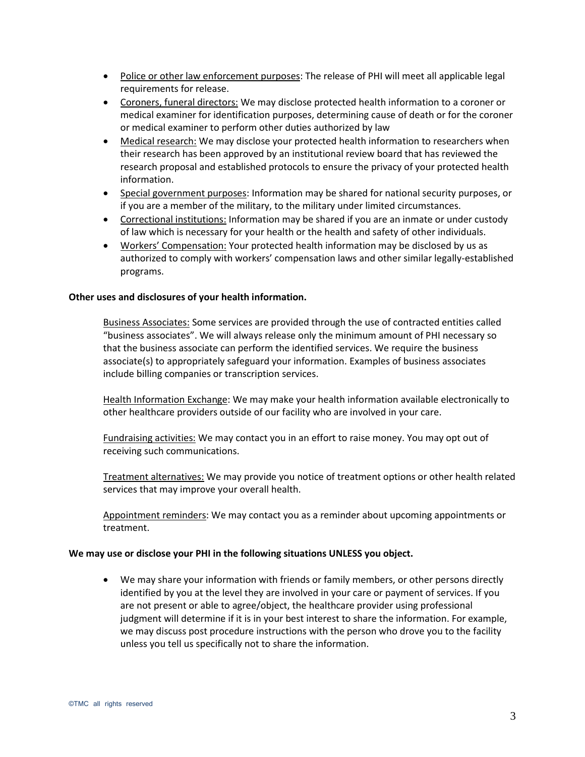- Police or other law enforcement purposes: The release of PHI will meet all applicable legal requirements for release.
- Coroners, funeral directors: We may disclose protected health information to a coroner or medical examiner for identification purposes, determining cause of death or for the coroner or medical examiner to perform other duties authorized by law
- Medical research: We may disclose your protected health information to researchers when their research has been approved by an institutional review board that has reviewed the research proposal and established protocols to ensure the privacy of your protected health information.
- Special government purposes: Information may be shared for national security purposes, or if you are a member of the military, to the military under limited circumstances.
- Correctional institutions: Information may be shared if you are an inmate or under custody of law which is necessary for your health or the health and safety of other individuals.
- Workers' Compensation: Your protected health information may be disclosed by us as authorized to comply with workers' compensation laws and other similar legally-established programs.

**Other uses and disclosures of your health information.**

Business Associates: Some services are provided through the use of contracted entities called "business associates". We will always release only the minimum amount of PHI necessary so that the business associate can perform the identified services. We require the business associate(s) to appropriately safeguard your information. Examples of business associates include billing companies or transcription services.

Health Information Exchange: We may make your health information available electronically to other healthcare providers outside of our facility who are involved in your care.

Fundraising activities: We may contact you in an effort to raise money. You may opt out of receiving such communications.

Treatment alternatives: We may provide you notice of treatment options or other health related services that may improve your overall health.

Appointment reminders: We may contact you as a reminder about upcoming appointments or treatment.

**We may use or disclose your PHI in the following situations UNLESS you object.**

- We may share your information with friends or family members, or other persons directly identified by you at the level they are involved in your care or payment of services. If you are not present or able to agree/object, the healthcare provider using professional judgment will determine if it is in your best interest to share the information. For example, we may discuss post procedure instructions with the person who drove you to the facility unless you tell us specifically not to share the information.

©TMC all rights reserved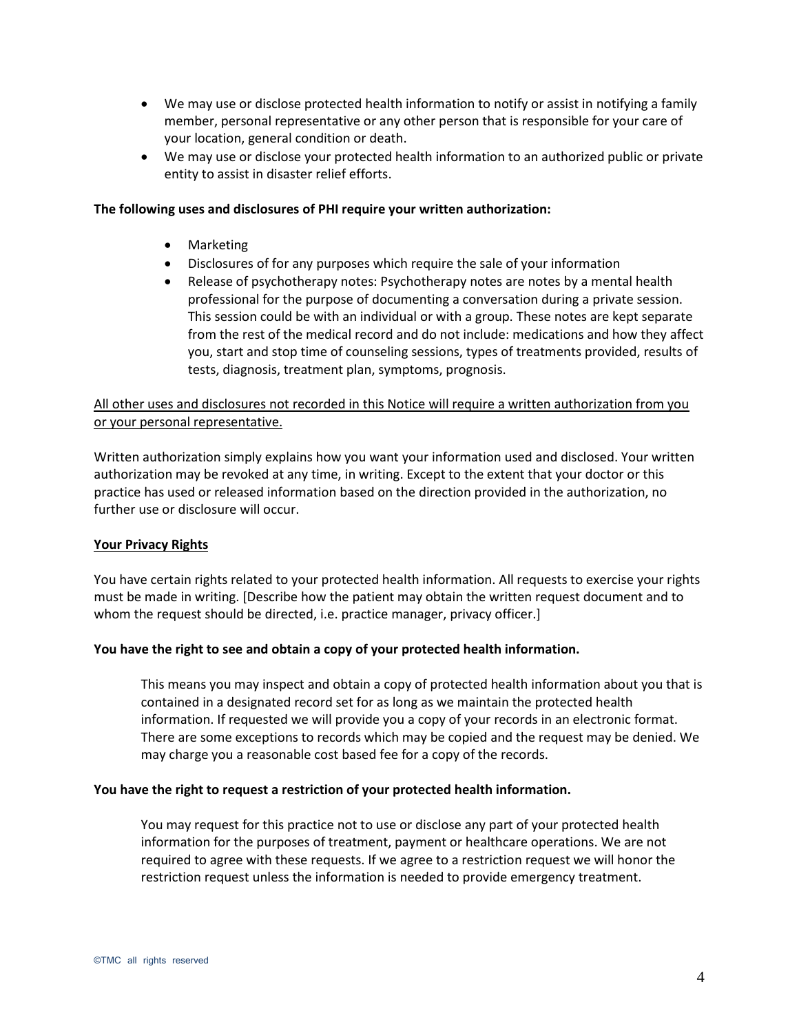- We may use or disclose protected health information to notify or assist in notifying a family member, personal representative or any other person that is responsible for your care of your location, general condition or death.
- We may use or disclose your protected health information to an authorized public or private entity to assist in disaster relief efforts.

**The following uses and disclosures of PHI require your written authorization:**

- Marketing
- Disclosures of for any purposes which require the sale of your information
- Release of psychotherapy notes: Psychotherapy notes are notes by a mental health professional for the purpose of documenting a conversation during a private session. This session could be with an individual or with a group. These notes are kept separate from the rest of the medical record and do not include: medications and how they affect you, start and stop time of counseling sessions, types of treatments provided, results of tests, diagnosis, treatment plan, symptoms, prognosis.

<u>All other uses and disclosures not recorded in this Notice will require a written authorization from you or your personal representative.</u>

Written authorization simply explains how you want your information used and disclosed. Your written authorization may be revoked at any time, in writing. Except to the extent that your doctor or this practice has used or released information based on the direction provided in the authorization, no further use or disclosure will occur.

**<u>Your Privacy Rights</u>**

You have certain rights related to your protected health information. All requests to exercise your rights must be made in writing. [Describe how the patient may obtain the written request document and to whom the request should be directed, i.e. practice manager, privacy officer.]

**You have the right to see and obtain a copy of your protected health information.**

This means you may inspect and obtain a copy of protected health information about you that is contained in a designated record set for as long as we maintain the protected health information. If requested we will provide you a copy of your records in an electronic format. There are some exceptions to records which may be copied and the request may be denied. We may charge you a reasonable cost based fee for a copy of the records.

**You have the right to request a restriction of your protected health information.**

You may request for this practice not to use or disclose any part of your protected health information for the purposes of treatment, payment or healthcare operations. We are not required to agree with these requests. If we agree to a restriction request we will honor the restriction request unless the information is needed to provide emergency treatment.

©TMC all rights reserved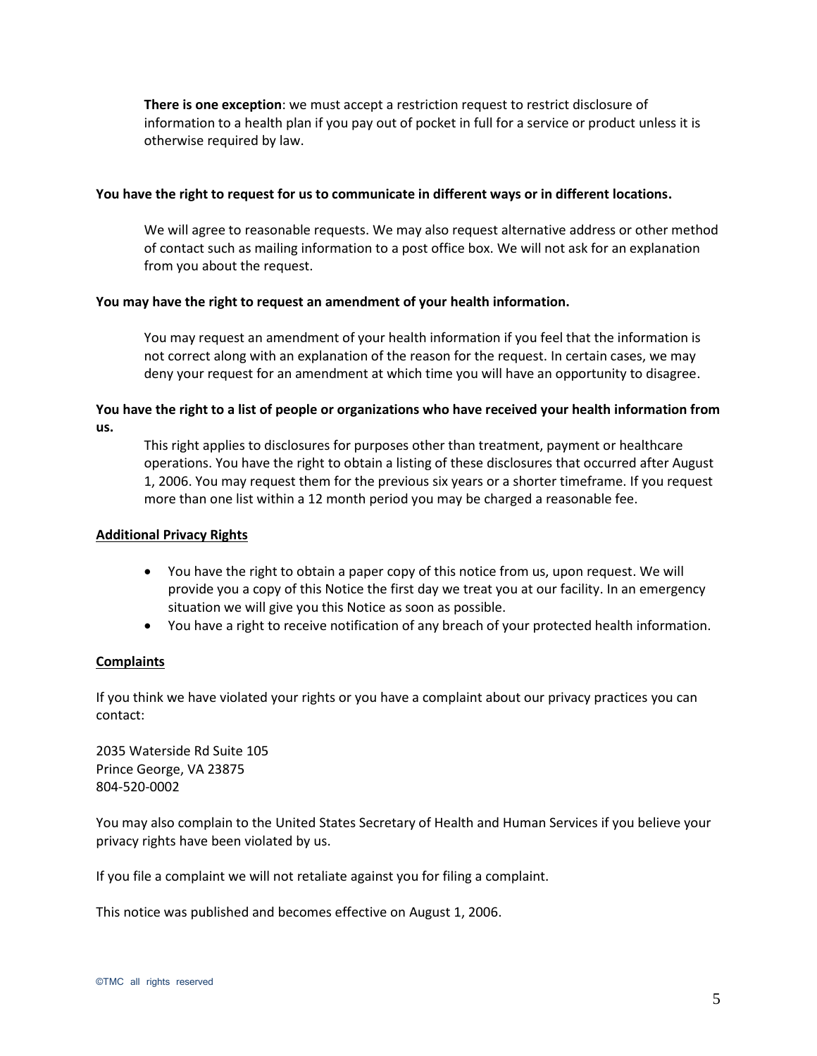**There is one exception**: we must accept a restriction request to restrict disclosure of information to a health plan if you pay out of pocket in full for a service or product unless it is otherwise required by law.

**You have the right to request for us to communicate in different ways or in different locations.**

We will agree to reasonable requests. We may also request alternative address or other method of contact such as mailing information to a post office box. We will not ask for an explanation from you about the request.

**You may have the right to request an amendment of your health information.**

You may request an amendment of your health information if you feel that the information is not correct along with an explanation of the reason for the request. In certain cases, we may deny your request for an amendment at which time you will have an opportunity to disagree.

**You have the right to a list of people or organizations who have received your health information from us.**

This right applies to disclosures for purposes other than treatment, payment or healthcare operations. You have the right to obtain a listing of these disclosures that occurred after August 1, 2006. You may request them for the previous six years or a shorter timeframe. If you request more than one list within a 12 month period you may be charged a reasonable fee.

## Additional Privacy Rights

- You have the right to obtain a paper copy of this notice from us, upon request. We will provide you a copy of this Notice the first day we treat you at our facility. In an emergency situation we will give you this Notice as soon as possible.
- You have a right to receive notification of any breach of your protected health information.

## Complaints

If you think we have violated your rights or you have a complaint about our privacy practices you can contact:

2035 Waterside Rd Suite 105
Prince George, VA 23875
804-520-0002

You may also complain to the United States Secretary of Health and Human Services if you believe your privacy rights have been violated by us.

If you file a complaint we will not retaliate against you for filing a complaint.

This notice was published and becomes effective on August 1, 2006.

©TMC all rights reserved